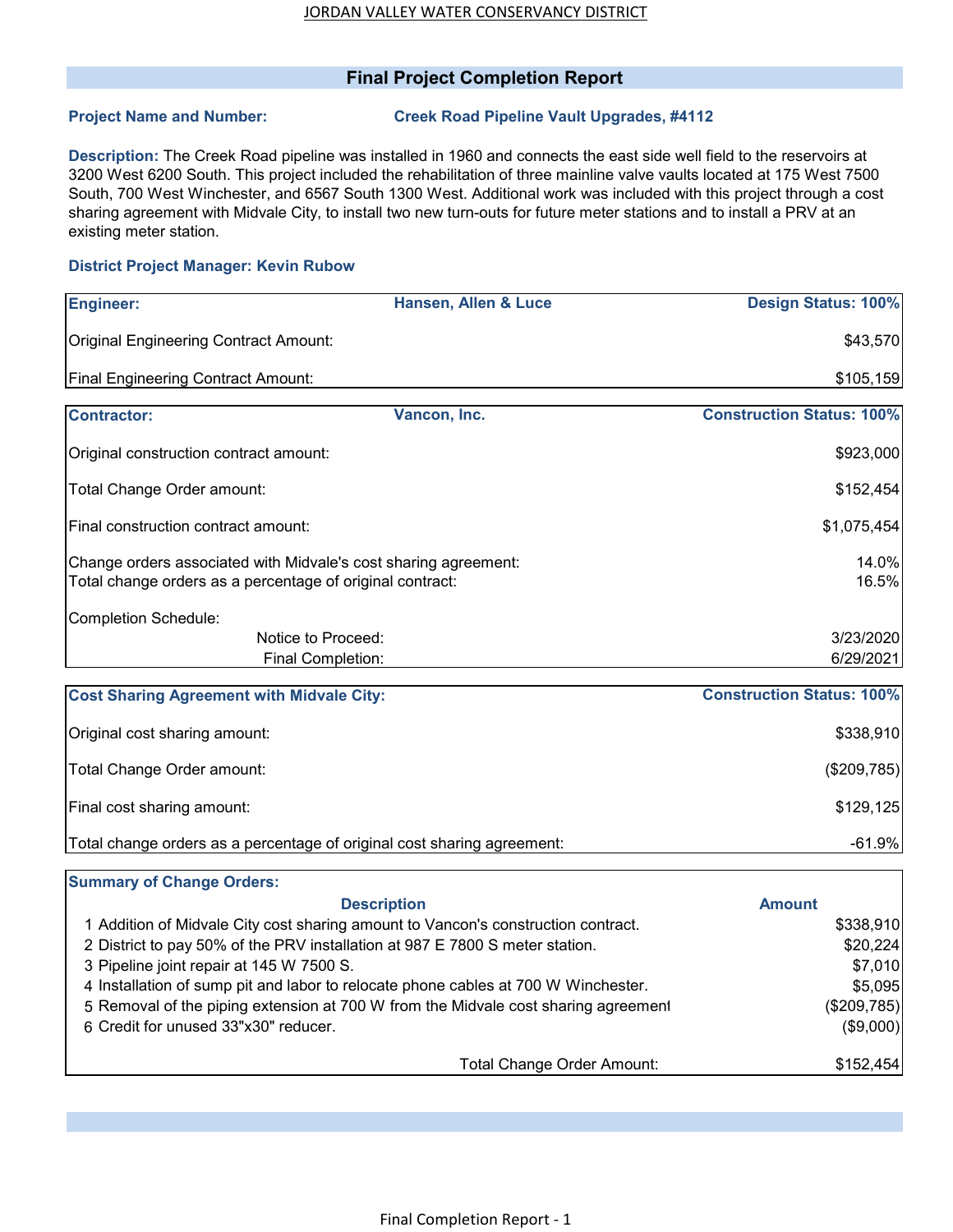JORDAN VALLEY WATER CONSERVANCY DISTRICT

# Final Project Completion Report

**Project Name and Number:** **Creek Road Pipeline Vault Upgrades, #4112**

**Description:** The Creek Road pipeline was installed in 1960 and connects the east side well field to the reservoirs at 3200 West 6200 South. This project included the rehabilitation of three mainline valve vaults located at 175 West 7500 South, 700 West Winchester, and 6567 South 1300 West. Additional work was included with this project through a cost sharing agreement with Midvale City, to install two new turn-outs for future meter stations and to install a PRV at an existing meter station.

**District Project Manager: Kevin Rubow**

| **Engineer:** | **Hansen, Allen & Luce** | **Design Status: 100%** |
|---|---|---|
| Original Engineering Contract Amount: | | $43,570 |
| Final Engineering Contract Amount: | | $105,159 |

| **Contractor:** | **Vancon, Inc.** | **Construction Status: 100%** |
|---|---|---|
| Original construction contract amount: | | $923,000 |
| Total Change Order amount: | | $152,454 |
| Final construction contract amount: | | $1,075,454 |
| Change orders associated with Midvale's cost sharing agreement: | | 14.0% |
| Total change orders as a percentage of original contract: | | 16.5% |
| Completion Schedule: | | |
| | Notice to Proceed: | 3/23/2020 |
| | Final Completion: | 6/29/2021 |

| **Cost Sharing Agreement with Midvale City:** | **Construction Status: 100%** |
|---|---|
| Original cost sharing amount: | $338,910 |
| Total Change Order amount: | ($209,785) |
| Final cost sharing amount: | $129,125 |
| Total change orders as a percentage of original cost sharing agreement: | -61.9% |

**Summary of Change Orders:**

| | **Description** | **Amount** |
|---|---|---|
| 1 | Addition of Midvale City cost sharing amount to Vancon's construction contract. | $338,910 |
| 2 | District to pay 50% of the PRV installation at 987 E 7800 S meter station. | $20,224 |
| 3 | Pipeline joint repair at 145 W 7500 S. | $7,010 |
| 4 | Installation of sump pit and labor to relocate phone cables at 700 W Winchester. | $5,095 |
| 5 | Removal of the piping extension at 700 W from the Midvale cost sharing agreement | ($209,785) |
| 6 | Credit for unused 33"x30" reducer. | ($9,000) |
| | Total Change Order Amount: | $152,454 |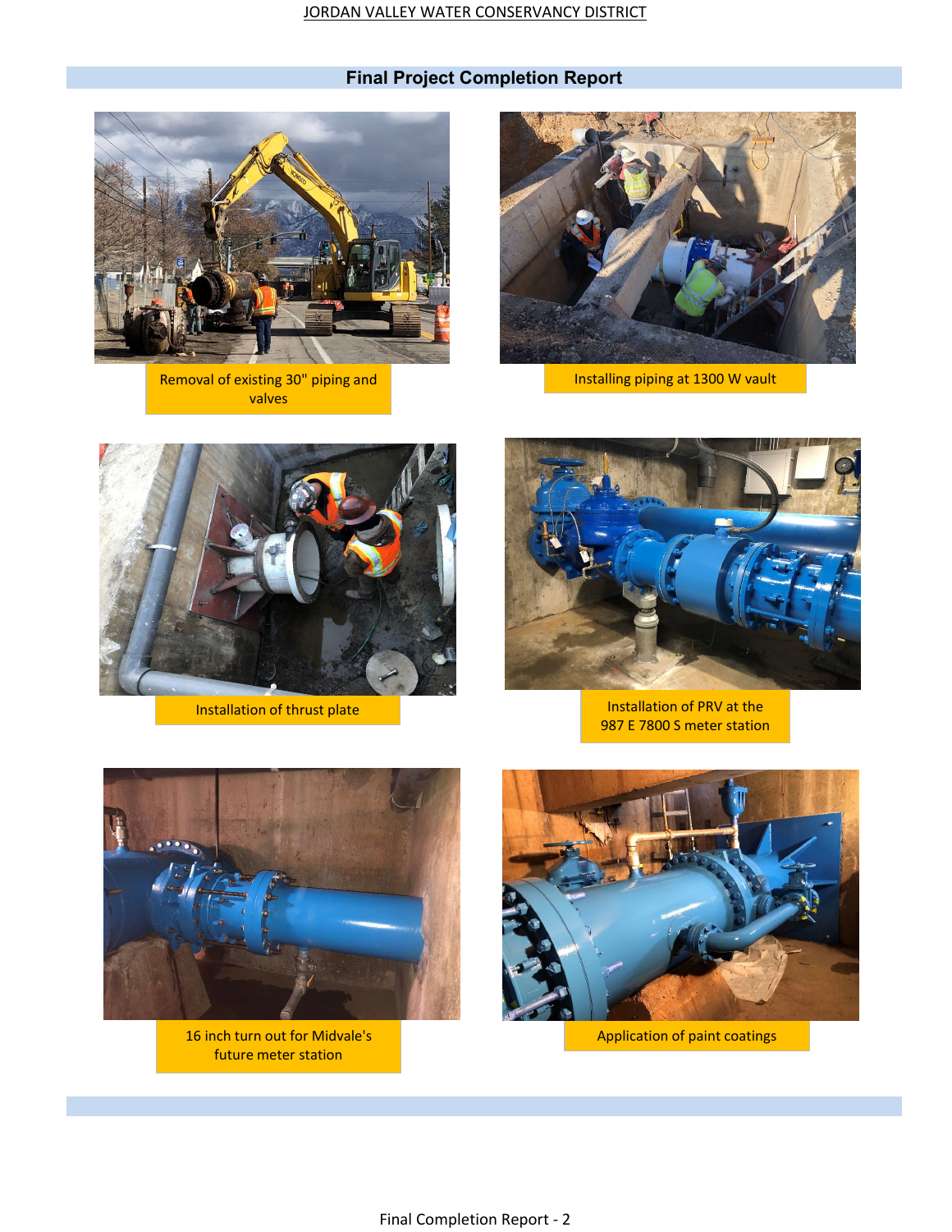## Final Project Completion Report

Removal of existing 30" piping and valves

Installing piping at 1300 W vault

Installation of thrust plate

Installation of PRV at the 987 E 7800 S meter station

16 inch turn out for Midvale's future meter station

Application of paint coatings